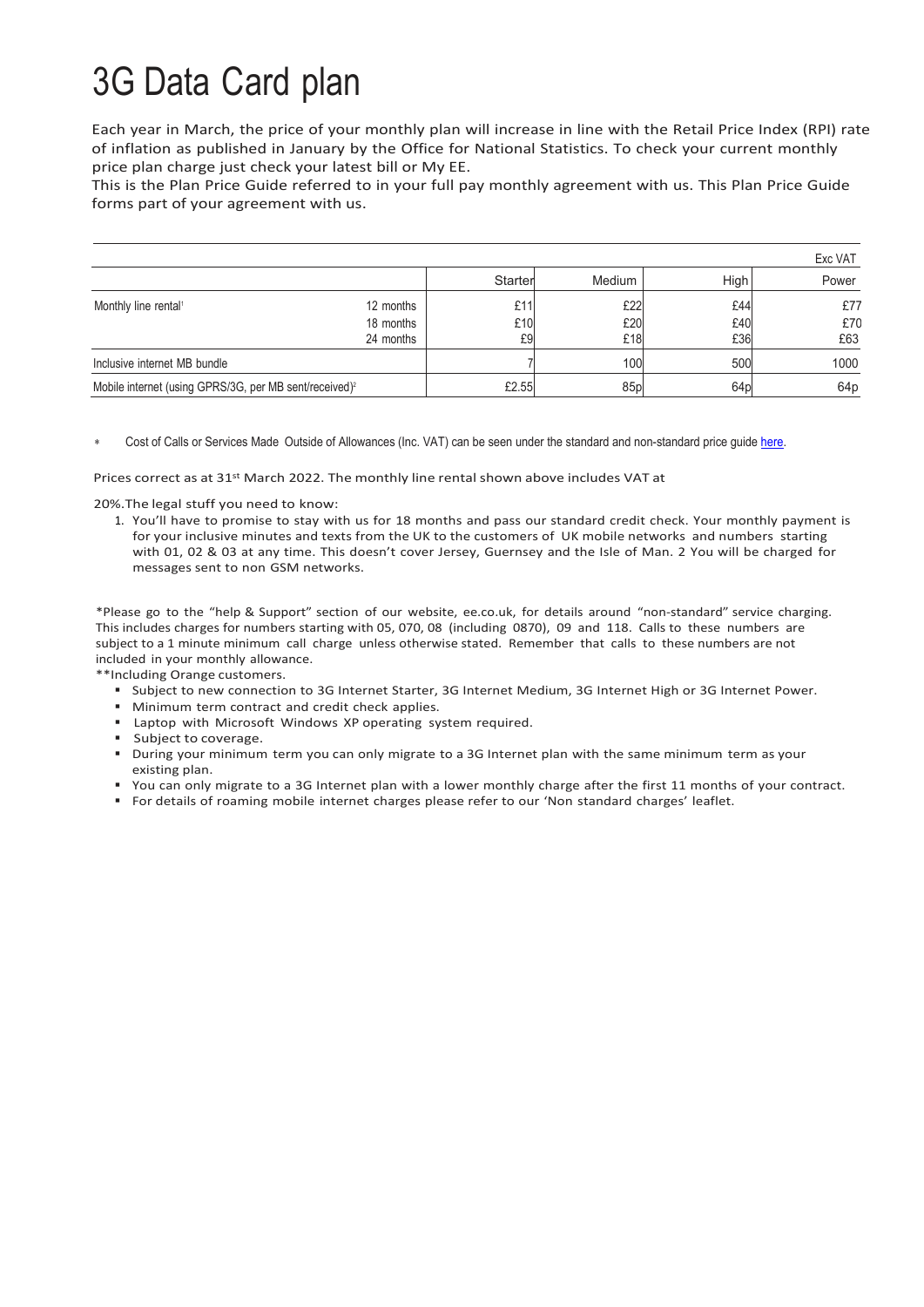# 3G Data Card plan

Each year in March, the price of your monthly plan will increase in line with the Retail Price Index (RPI) rate of inflation as published in January by the Office for National Statistics. To check your current monthly price plan charge just check your latest bill or My EE.

This is the Plan Price Guide referred to in your full pay monthly agreement with us. This Plan Price Guide forms part of your agreement with us.

| | | | | | Exc VAT |
|---|---|---|---|---|---|
| | | Starter | Medium | High | Power |
| Monthly line rental[1] | 12 months | £11 | £22 | £44 | £77 |
| | 18 months | £10 | £20 | £40 | £70 |
| | 24 months | £9 | £18 | £36 | £63 |
| Inclusive internet MB bundle | | 7 | 100 | 500 | 1000 |
| Mobile internet (using GPRS/3G, per MB sent/received)[2] | | £2.55 | 85p | 64p | 64p |

- Cost of Calls or Services Made Outside of Allowances (Inc. VAT) can be seen under the standard and non-standard price guide here.

Prices correct as at 31st March 2022. The monthly line rental shown above includes VAT at

20%.The legal stuff you need to know:

1. You'll have to promise to stay with us for 18 months and pass our standard credit check. Your monthly payment is for your inclusive minutes and texts from the UK to the customers of UK mobile networks and numbers starting with 01, 02 & 03 at any time. This doesn't cover Jersey, Guernsey and the Isle of Man. 2 You will be charged for messages sent to non GSM networks.

*Please go to the "help & Support" section of our website, ee.co.uk, for details around "non-standard" service charging. This includes charges for numbers starting with 05, 070, 08 (including 0870), 09 and 118. Calls to these numbers are subject to a 1 minute minimum call charge unless otherwise stated. Remember that calls to these numbers are not included in your monthly allowance.

**Including Orange customers.

- Subject to new connection to 3G Internet Starter, 3G Internet Medium, 3G Internet High or 3G Internet Power.
- Minimum term contract and credit check applies.
- Laptop with Microsoft Windows XP operating system required.
- Subject to coverage.
- During your minimum term you can only migrate to a 3G Internet plan with the same minimum term as your existing plan.
- You can only migrate to a 3G Internet plan with a lower monthly charge after the first 11 months of your contract.
- For details of roaming mobile internet charges please refer to our 'Non standard charges' leaflet.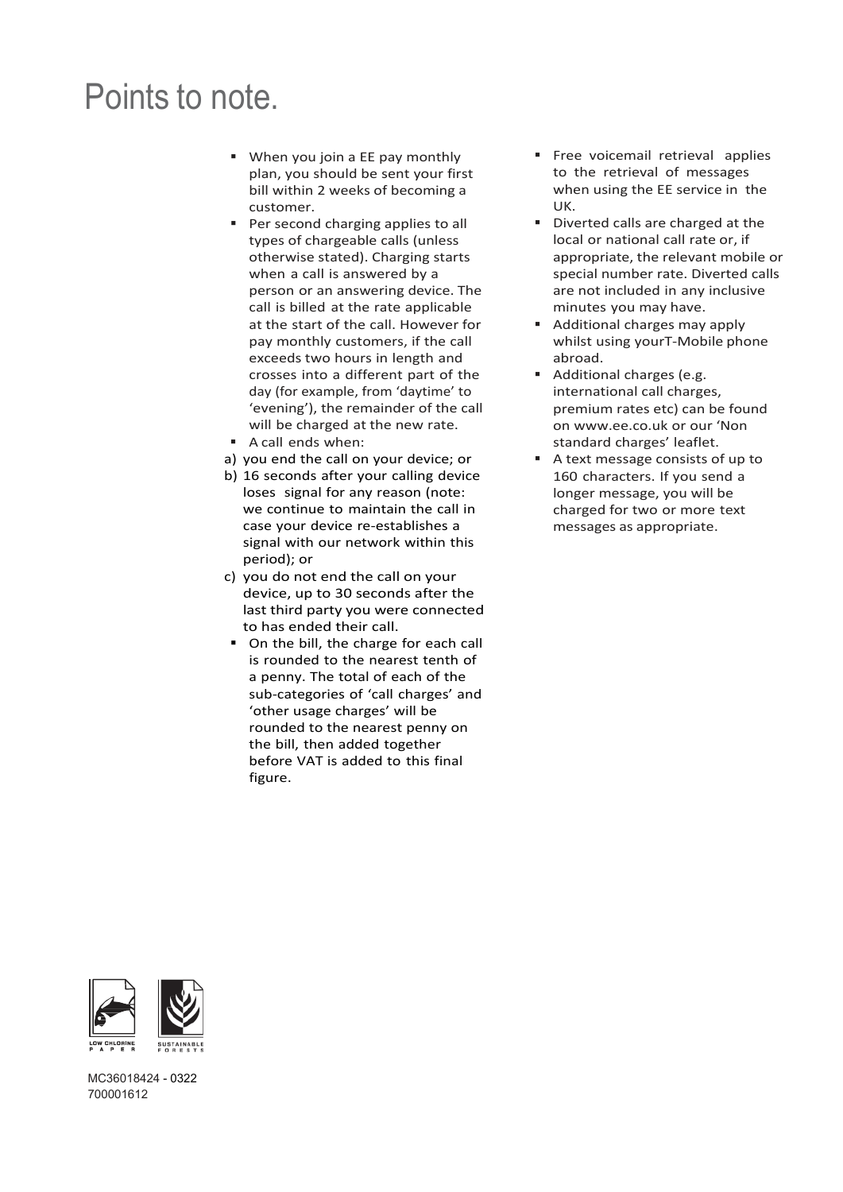# Points to note.

- When you join a EE pay monthly plan, you should be sent your first bill within 2 weeks of becoming a customer.
- Per second charging applies to all types of chargeable calls (unless otherwise stated). Charging starts when a call is answered by a person or an answering device. The call is billed at the rate applicable at the start of the call. However for pay monthly customers, if the call exceeds two hours in length and crosses into a different part of the day (for example, from 'daytime' to 'evening'), the remainder of the call will be charged at the new rate.
- A call ends when:

a) you end the call on your device; or

b) 16 seconds after your calling device loses signal for any reason (note: we continue to maintain the call in case your device re-establishes a signal with our network within this period); or

c) you do not end the call on your device, up to 30 seconds after the last third party you were connected to has ended their call.

- On the bill, the charge for each call is rounded to the nearest tenth of a penny. The total of each of the sub-categories of 'call charges' and 'other usage charges' will be rounded to the nearest penny on the bill, then added together before VAT is added to this final figure.
- Free voicemail retrieval applies to the retrieval of messages when using the EE service in the UK.
- Diverted calls are charged at the local or national call rate or, if appropriate, the relevant mobile or special number rate. Diverted calls are not included in any inclusive minutes you may have.
- Additional charges may apply whilst using yourT-Mobile phone abroad.
- Additional charges (e.g. international call charges, premium rates etc) can be found on www.ee.co.uk or our 'Non standard charges' leaflet.
- A text message consists of up to 160 characters. If you send a longer message, you will be charged for two or more text messages as appropriate.

LOW CHLORINE PAPER

SUSTAINABLE FORESTS

MC36018424 - 0322
700001612